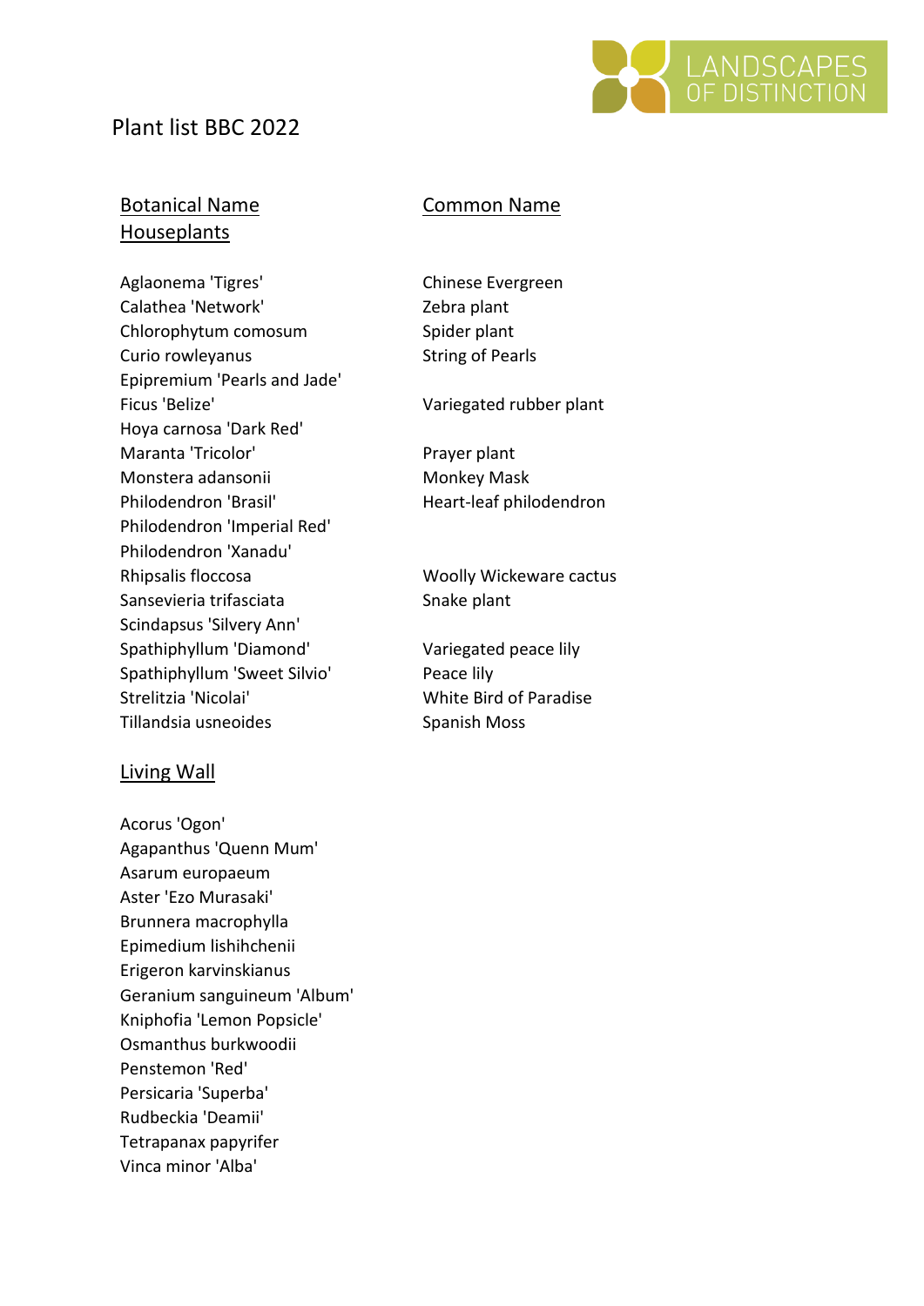LANDSCAPES OF DISTINCTION

# Plant list BBC 2022

| Botanical Name | Common Name |
| --- | --- |
| **Houseplants** | |
| Aglaonema 'Tigres' | Chinese Evergreen |
| Calathea 'Network' | Zebra plant |
| Chlorophytum comosum | Spider plant |
| Curio rowleyanus | String of Pearls |
| Epipremium 'Pearls and Jade' | |
| Ficus 'Belize' | Variegated rubber plant |
| Hoya carnosa 'Dark Red' | |
| Maranta 'Tricolor' | Prayer plant |
| Monstera adansonii | Monkey Mask |
| Philodendron 'Brasil' | Heart-leaf philodendron |
| Philodendron 'Imperial Red' | |
| Philodendron 'Xanadu' | |
| Rhipsalis floccosa | Woolly Wickeware cactus |
| Sansevieria trifasciata | Snake plant |
| Scindapsus 'Silvery Ann' | |
| Spathiphyllum 'Diamond' | Variegated peace lily |
| Spathiphyllum 'Sweet Silvio' | Peace lily |
| Strelitzia 'Nicolai' | White Bird of Paradise |
| Tillandsia usneoides | Spanish Moss |

## Living Wall

Acorus 'Ogon'
Agapanthus 'Quenn Mum'
Asarum europaeum
Aster 'Ezo Murasaki'
Brunnera macrophylla
Epimedium lishihchenii
Erigeron karvinskianus
Geranium sanguineum 'Album'
Kniphofia 'Lemon Popsicle'
Osmanthus burkwoodii
Penstemon 'Red'
Persicaria 'Superba'
Rudbeckia 'Deamii'
Tetrapanax papyrifer
Vinca minor 'Alba'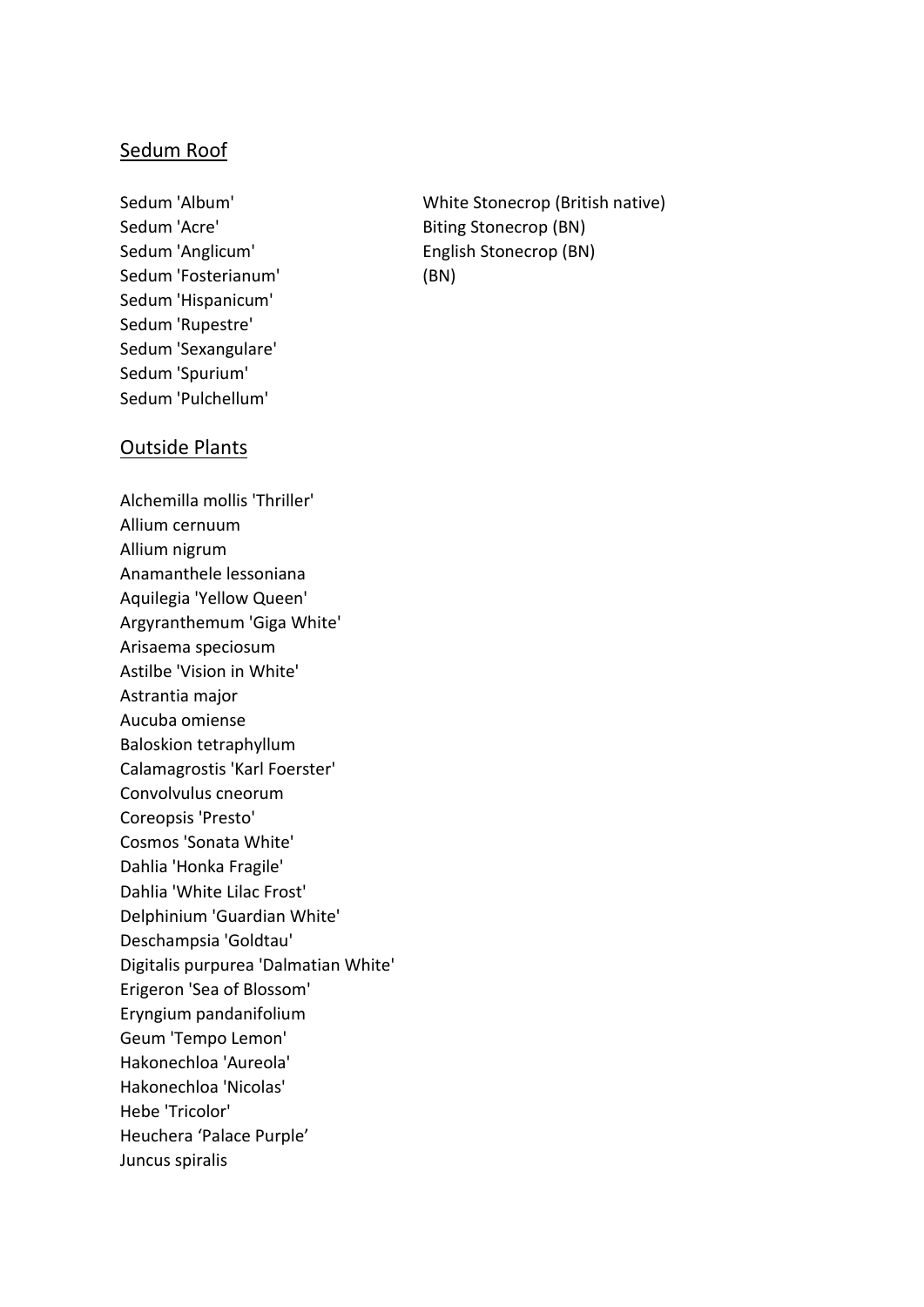## Sedum Roof

| | |
|---|---|
| Sedum 'Album' | White Stonecrop (British native) |
| Sedum 'Acre' | Biting Stonecrop (BN) |
| Sedum 'Anglicum' | English Stonecrop (BN) |
| Sedum 'Fosterianum' | (BN) |
| Sedum 'Hispanicum' | |
| Sedum 'Rupestre' | |
| Sedum 'Sexangulare' | |
| Sedum 'Spurium' | |
| Sedum 'Pulchellum' | |

## Outside Plants

Alchemilla mollis 'Thriller'
Allium cernuum
Allium nigrum
Anamanthele lessoniana
Aquilegia 'Yellow Queen'
Argyranthemum 'Giga White'
Arisaema speciosum
Astilbe 'Vision in White'
Astrantia major
Aucuba omiense
Baloskion tetraphyllum
Calamagrostis 'Karl Foerster'
Convolvulus cneorum
Coreopsis 'Presto'
Cosmos 'Sonata White'
Dahlia 'Honka Fragile'
Dahlia 'White Lilac Frost'
Delphinium 'Guardian White'
Deschampsia 'Goldtau'
Digitalis purpurea 'Dalmatian White'
Erigeron 'Sea of Blossom'
Eryngium pandanifolium
Geum 'Tempo Lemon'
Hakonechloa 'Aureola'
Hakonechloa 'Nicolas'
Hebe 'Tricolor'
Heuchera ‘Palace Purple’
Juncus spiralis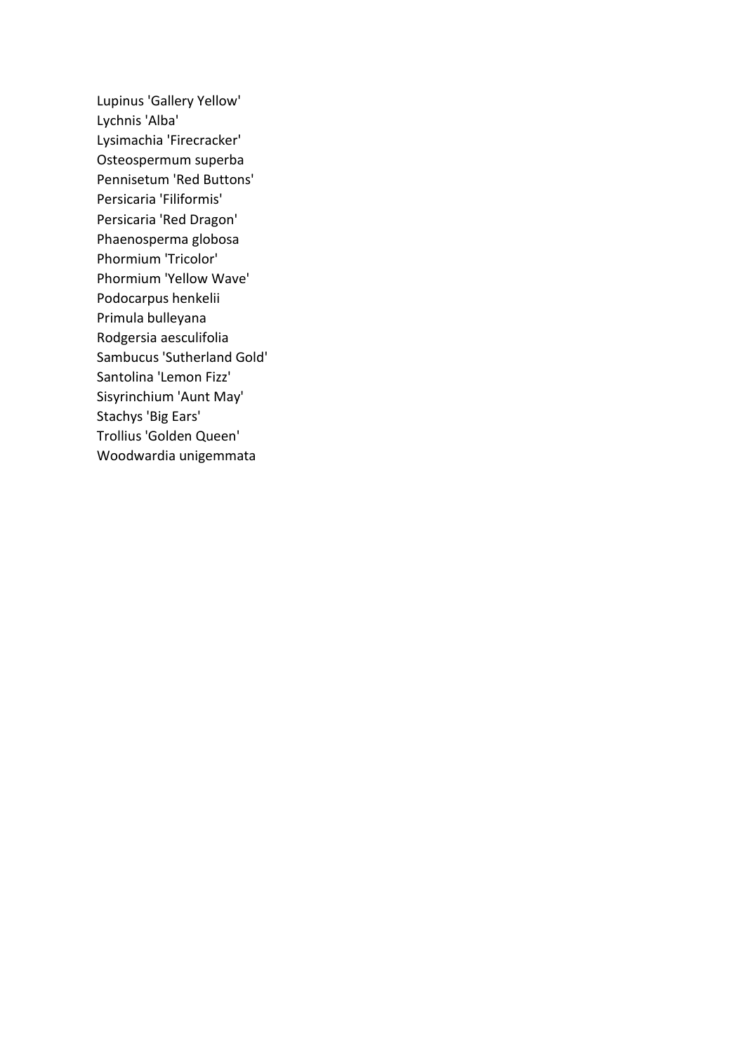Lupinus 'Gallery Yellow'
Lychnis 'Alba'
Lysimachia 'Firecracker'
Osteospermum superba
Pennisetum 'Red Buttons'
Persicaria 'Filiformis'
Persicaria 'Red Dragon'
Phaenosperma globosa
Phormium 'Tricolor'
Phormium 'Yellow Wave'
Podocarpus henkelii
Primula bulleyana
Rodgersia aesculifolia
Sambucus 'Sutherland Gold'
Santolina 'Lemon Fizz'
Sisyrinchium 'Aunt May'
Stachys 'Big Ears'
Trollius 'Golden Queen'
Woodwardia unigemmata